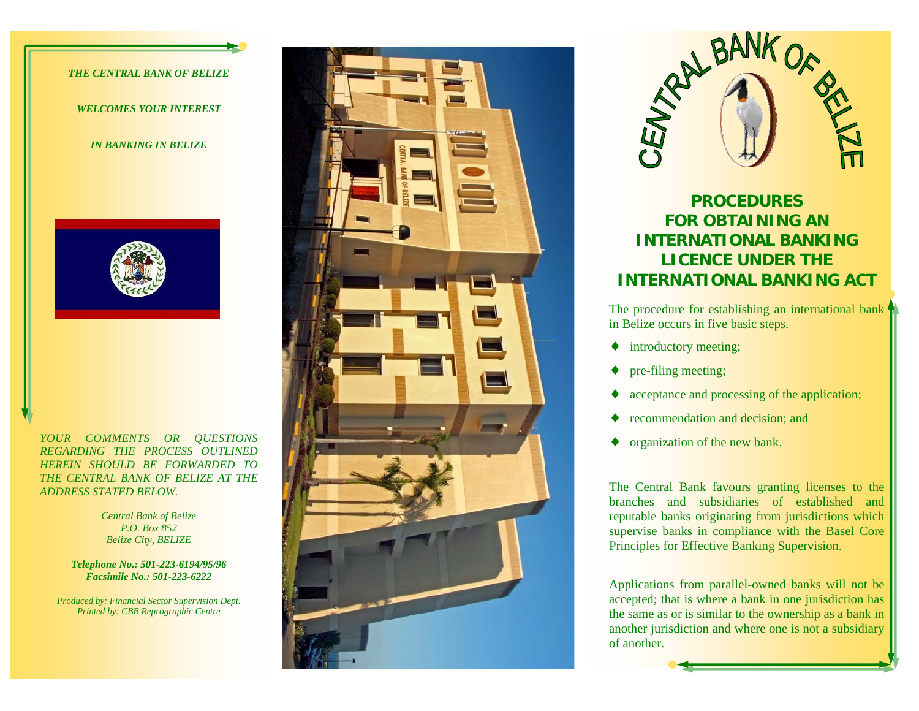*THE CENTRAL BANK OF BELIZE*

*WELCOMES YOUR INTEREST*

*IN BANKING IN BELIZE*

*YOUR COMMENTS OR QUESTIONS REGARDING THE PROCESS OUTLINED HEREIN SHOULD BE FORWARDED TO THE CENTRAL BANK OF BELIZE AT THE ADDRESS STATED BELOW.*

*Central Bank of Belize*
*P.O. Box 852*
*Belize City, BELIZE*

***Telephone No.: 501-223-6194/95/96***
***Facsimile No.: 501-223-6222***

*Produced by: Financial Sector Supervision Dept.*
*Printed by: CBB Reprographic Centre*

CENTRAL BANK OF BELIZE

# PROCEDURES FOR OBTAINING AN INTERNATIONAL BANKING LICENCE UNDER THE INTERNATIONAL BANKING ACT

The procedure for establishing an international bank in Belize occurs in five basic steps.

- introductory meeting;
- pre-filing meeting;
- acceptance and processing of the application;
- recommendation and decision; and
- organization of the new bank.

The Central Bank favours granting licenses to the branches and subsidiaries of established and reputable banks originating from jurisdictions which supervise banks in compliance with the Basel Core Principles for Effective Banking Supervision.

Applications from parallel-owned banks will not be accepted; that is where a bank in one jurisdiction has the same as or is similar to the ownership as a bank in another jurisdiction and where one is not a subsidiary of another.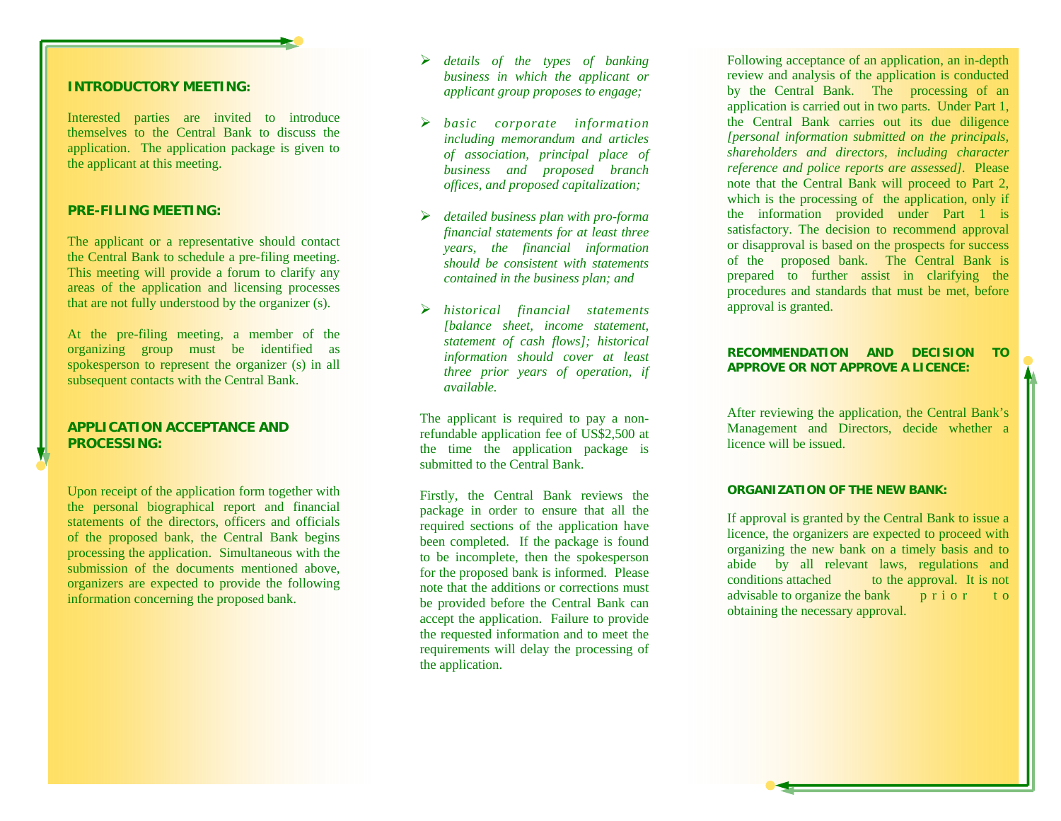## INTRODUCTORY MEETING:

Interested parties are invited to introduce themselves to the Central Bank to discuss the application. The application package is given to the applicant at this meeting.

## PRE-FILING MEETING:

The applicant or a representative should contact the Central Bank to schedule a pre-filing meeting. This meeting will provide a forum to clarify any areas of the application and licensing processes that are not fully understood by the organizer (s).

At the pre-filing meeting, a member of the organizing group must be identified as spokesperson to represent the organizer (s) in all subsequent contacts with the Central Bank.

## APPLICATION ACCEPTANCE AND PROCESSING:

Upon receipt of the application form together with the personal biographical report and financial statements of the directors, officers and officials of the proposed bank, the Central Bank begins processing the application. Simultaneous with the submission of the documents mentioned above, organizers are expected to provide the following information concerning the proposed bank.

- *details of the types of banking business in which the applicant or applicant group proposes to engage;*
- *basic corporate information including memorandum and articles of association, principal place of business and proposed branch offices, and proposed capitalization;*
- *detailed business plan with pro-forma financial statements for at least three years, the financial information should be consistent with statements contained in the business plan; and*
- *historical financial statements [balance sheet, income statement, statement of cash flows]; historical information should cover at least three prior years of operation, if available.*

The applicant is required to pay a non-refundable application fee of US$2,500 at the time the application package is submitted to the Central Bank.

Firstly, the Central Bank reviews the package in order to ensure that all the required sections of the application have been completed. If the package is found to be incomplete, then the spokesperson for the proposed bank is informed. Please note that the additions or corrections must be provided before the Central Bank can accept the application. Failure to provide the requested information and to meet the requirements will delay the processing of the application.

Following acceptance of an application, an in-depth review and analysis of the application is conducted by the Central Bank. The processing of an application is carried out in two parts. Under Part 1, the Central Bank carries out its due diligence *[personal information submitted on the principals, shareholders and directors, including character reference and police reports are assessed]*. Please note that the Central Bank will proceed to Part 2, which is the processing of the application, only if the information provided under Part 1 is satisfactory. The decision to recommend approval or disapproval is based on the prospects for success of the proposed bank. The Central Bank is prepared to further assist in clarifying the procedures and standards that must be met, before approval is granted.

## RECOMMENDATION AND DECISION TO APPROVE OR NOT APPROVE A LICENCE:

After reviewing the application, the Central Bank's Management and Directors, decide whether a licence will be issued.

## ORGANIZATION OF THE NEW BANK:

If approval is granted by the Central Bank to issue a licence, the organizers are expected to proceed with organizing the new bank on a timely basis and to abide by all relevant laws, regulations and conditions attached to the approval. It is not advisable to organize the bank prior to obtaining the necessary approval.